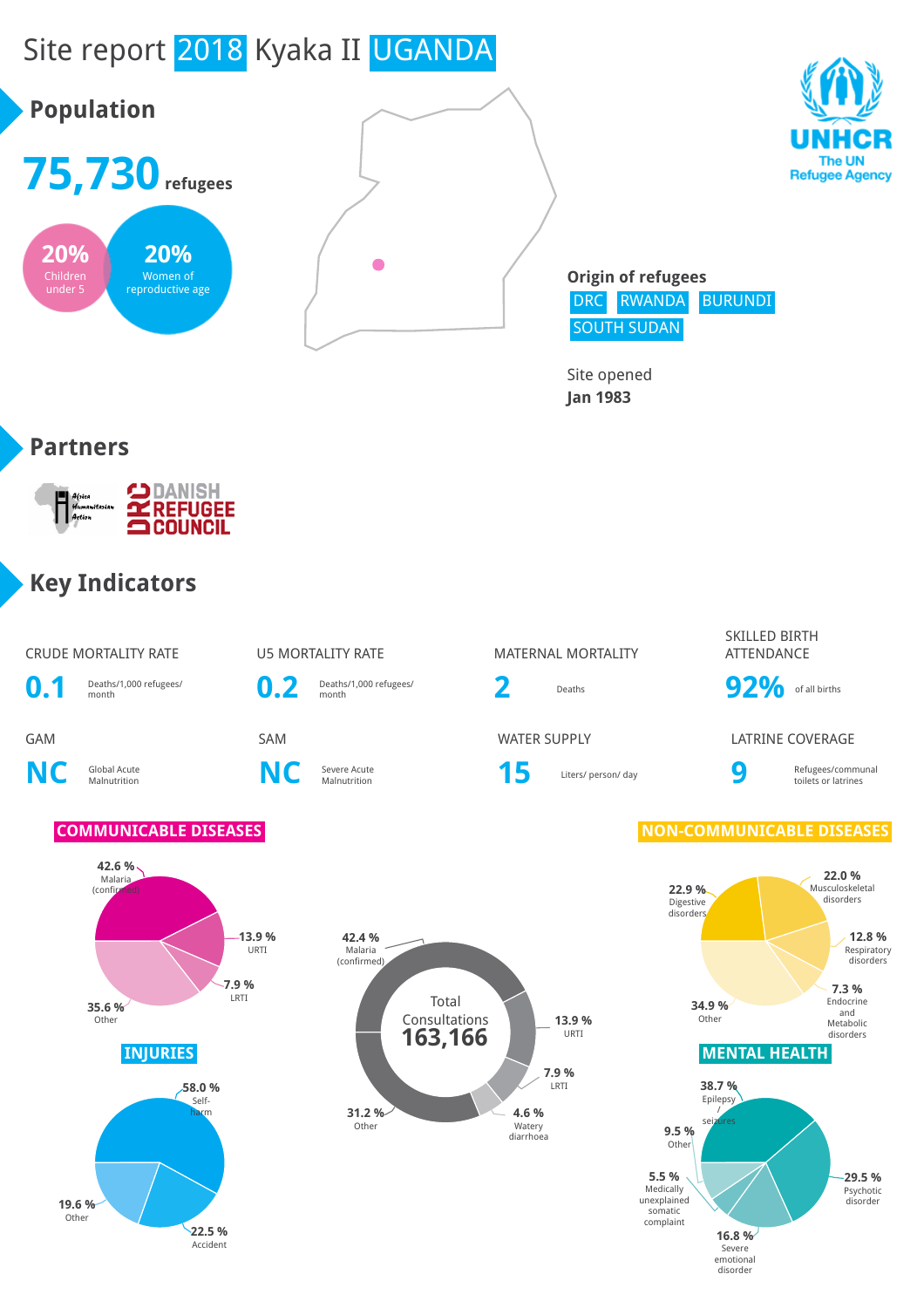# Site report 2018 Kyaka II UGANDA

UNHCR The UN Refugee Agency

## Population

**75,730** refugees

- **20%** Children under 5
- **20%** Women of reproductive age

**Origin of refugees**

DRC | RWANDA | BURUNDI | SOUTH SUDAN

Site opened
**Jan 1983**

## Partners

Africa Humanitarian Action
DANISH REFUGEE COUNCIL

## Key Indicators

| CRUDE MORTALITY RATE | U5 MORTALITY RATE | MATERNAL MORTALITY | SKILLED BIRTH ATTENDANCE |
|---|---|---|---|
| **0.1** Deaths/1,000 refugees/ month | **0.2** Deaths/1,000 refugees/ month | **2** Deaths | **92%** of all births |

| GAM | SAM | WATER SUPPLY | LATRINE COVERAGE |
|---|---|---|---|
| **NC** Global Acute Malnutrition | **NC** Severe Acute Malnutrition | **15** Liters/ person/ day | **9** Refugees/communal toilets or latrines |

### COMMUNICABLE DISEASES

- 42.6 % Malaria (confirmed)
- 13.9 % URTI
- 7.9 % LRTI
- 35.6 % Other

**Total Consultations 163,166**

- 42.4 % Malaria (confirmed)
- 13.9 % URTI
- 7.9 % LRTI
- 4.6 % Watery diarrhoea
- 31.2 % Other

### NON-COMMUNICABLE DISEASES

- 22.0 % Musculoskeletal disorders
- 12.8 % Respiratory disorders
- 7.3 % Endocrine and Metabolic disorders
- 34.9 % Other
- 22.9 % Digestive disorders

### INJURIES

- 58.0 % Self-harm
- 22.5 % Accident
- 19.6 % Other

### MENTAL HEALTH

- 38.7 % Epilepsy / seizures
- 29.5 % Psychotic disorder
- 16.8 % Severe emotional disorder
- 5.5 % Medically unexplained somatic complaint
- 9.5 % Other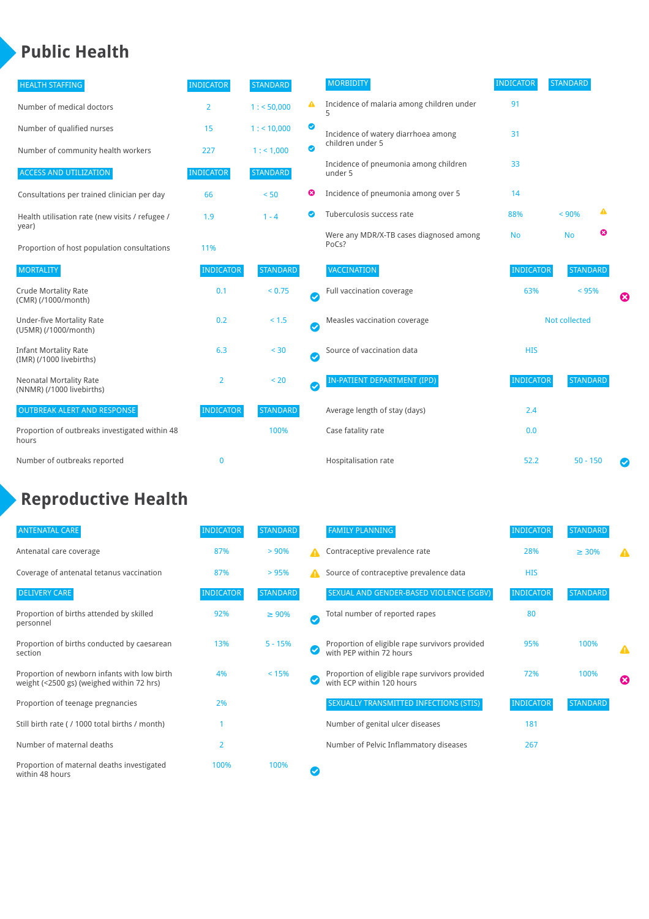# Public Health

| HEALTH STAFFING | INDICATOR | STANDARD | |
|---|---|---|---|
| Number of medical doctors | 2 | 1 : < 50,000 | ⚠ |
| Number of qualified nurses | 15 | 1 : < 10,000 | ✔ |
| Number of community health workers | 227 | 1 : < 1,000 | ✔ |

| ACCESS AND UTILIZATION | INDICATOR | STANDARD | |
|---|---|---|---|
| Consultations per trained clinician per day | 66 | < 50 | ✖ |
| Health utilisation rate (new visits / refugee / year) | 1.9 | 1 - 4 | ✔ |
| Proportion of host population consultations | 11% | | |

| MORTALITY | INDICATOR | STANDARD | |
|---|---|---|---|
| Crude Mortality Rate (CMR) (/1000/month) | 0.1 | < 0.75 | ✔ |
| Under-five Mortality Rate (U5MR) (/1000/month) | 0.2 | < 1.5 | ✔ |
| Infant Mortality Rate (IMR) (/1000 livebirths) | 6.3 | < 30 | ✔ |
| Neonatal Mortality Rate (NNMR) (/1000 livebirths) | 2 | < 20 | ✔ |

| OUTBREAK ALERT AND RESPONSE | INDICATOR | STANDARD | |
|---|---|---|---|
| Proportion of outbreaks investigated within 48 hours | | 100% | |
| Number of outbreaks reported | 0 | | |

| MORBIDITY | INDICATOR | STANDARD | |
|---|---|---|---|
| Incidence of malaria among children under 5 | 91 | | |
| Incidence of watery diarrhoea among children under 5 | 31 | | |
| Incidence of pneumonia among children under 5 | 33 | | |
| Incidence of pneumonia among over 5 | 14 | | |
| Tuberculosis success rate | 88% | < 90% | ⚠ |
| Were any MDR/X-TB cases diagnosed among PoCs? | No | No | ✖ |

| VACCINATION | INDICATOR | STANDARD | |
|---|---|---|---|
| Full vaccination coverage | 63% | < 95% | ✖ |
| Measles vaccination coverage | Not collected | | |
| Source of vaccination data | HIS | | |

| IN-PATIENT DEPARTMENT (IPD) | INDICATOR | STANDARD | |
|---|---|---|---|
| Average length of stay (days) | 2.4 | | |
| Case fatality rate | 0.0 | | |
| Hospitalisation rate | 52.2 | 50 - 150 | ✔ |

# Reproductive Health

| ANTENATAL CARE | INDICATOR | STANDARD | |
|---|---|---|---|
| Antenatal care coverage | 87% | > 90% | ⚠ |
| Coverage of antenatal tetanus vaccination | 87% | > 95% | ⚠ |

| DELIVERY CARE | INDICATOR | STANDARD | |
|---|---|---|---|
| Proportion of births attended by skilled personnel | 92% | ≥ 90% | ✔ |
| Proportion of births conducted by caesarean section | 13% | 5 - 15% | ✔ |
| Proportion of newborn infants with low birth weight (<2500 gs) (weighed within 72 hrs) | 4% | < 15% | ✔ |
| Proportion of teenage pregnancies | 2% | | |
| Still birth rate ( / 1000 total births / month) | 1 | | |
| Number of maternal deaths | 2 | | |
| Proportion of maternal deaths investigated within 48 hours | 100% | 100% | ✔ |

| FAMILY PLANNING | INDICATOR | STANDARD | |
|---|---|---|---|
| Contraceptive prevalence rate | 28% | ≥ 30% | ⚠ |
| Source of contraceptive prevalence data | HIS | | |

| SEXUAL AND GENDER-BASED VIOLENCE (SGBV) | INDICATOR | STANDARD | |
|---|---|---|---|
| Total number of reported rapes | 80 | | |
| Proportion of eligible rape survivors provided with PEP within 72 hours | 95% | 100% | ⚠ |
| Proportion of eligible rape survivors provided with ECP within 120 hours | 72% | 100% | ✖ |

| SEXUALLY TRANSMITTED INFECTIONS (STIS) | INDICATOR | STANDARD |
|---|---|---|
| Number of genital ulcer diseases | 181 | |
| Number of Pelvic Inflammatory diseases | 267 | |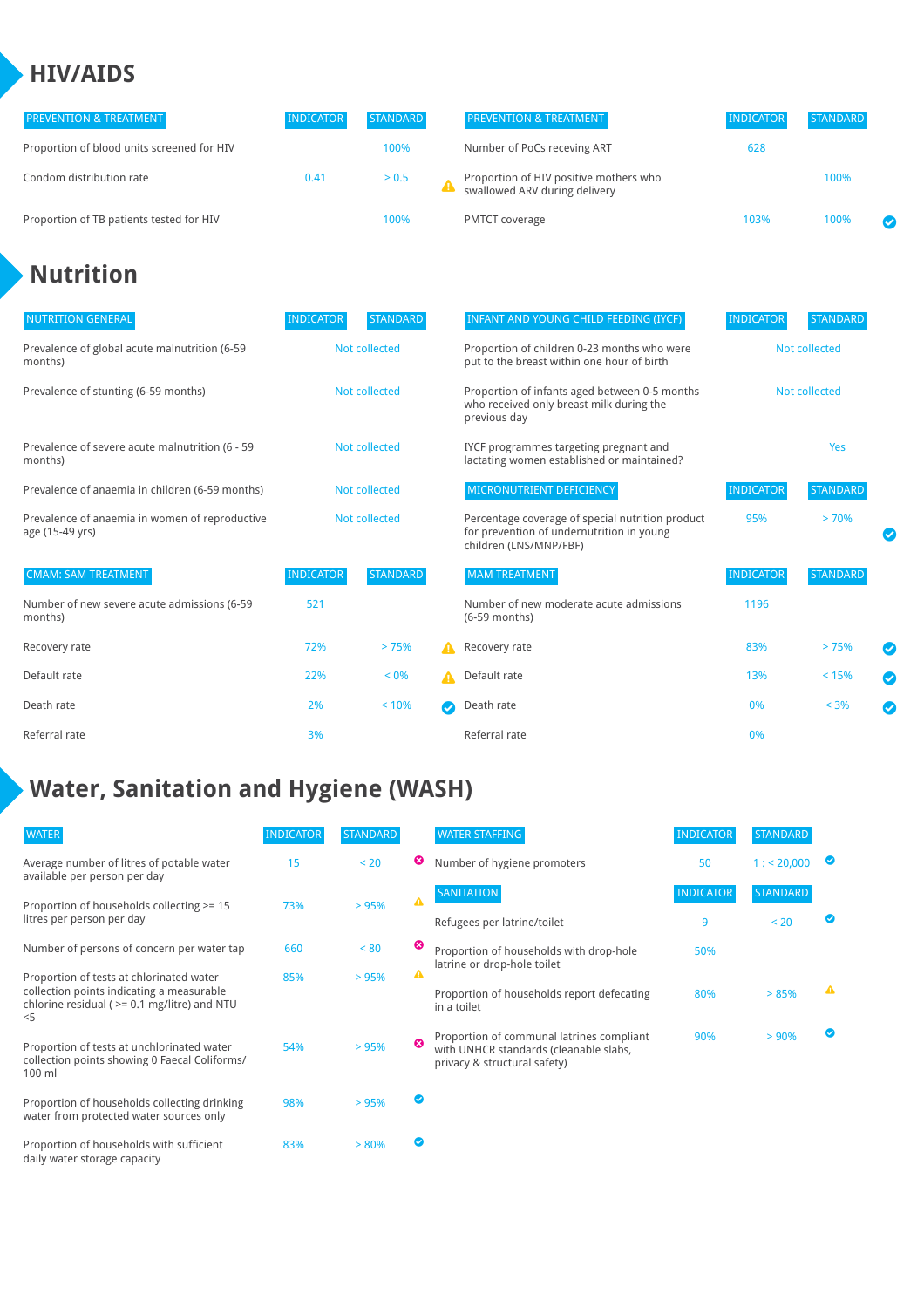# HIV/AIDS

| PREVENTION & TREATMENT | INDICATOR | STANDARD |
|---|---|---|
| Proportion of blood units screened for HIV | | 100% |
| Condom distribution rate | 0.41 | > 0.5 |
| Proportion of TB patients tested for HIV | | 100% |

| PREVENTION & TREATMENT | INDICATOR | STANDARD |
|---|---|---|
| Number of PoCs receving ART | 628 | |
| Proportion of HIV positive mothers who swallowed ARV during delivery | | 100% |
| PMTCT coverage | 103% | 100% |

# Nutrition

| NUTRITION GENERAL | INDICATOR | STANDARD |
|---|---|---|
| Prevalence of global acute malnutrition (6-59 months) | Not collected | |
| Prevalence of stunting (6-59 months) | Not collected | |
| Prevalence of severe acute malnutrition (6 - 59 months) | Not collected | |
| Prevalence of anaemia in children (6-59 months) | Not collected | |
| Prevalence of anaemia in women of reproductive age (15-49 yrs) | Not collected | |

| INFANT AND YOUNG CHILD FEEDING (IYCF) | INDICATOR | STANDARD |
|---|---|---|
| Proportion of children 0-23 months who were put to the breast within one hour of birth | Not collected | |
| Proportion of infants aged between 0-5 months who received only breast milk during the previous day | Not collected | |
| IYCF programmes targeting pregnant and lactating women established or maintained? | | Yes |

| MICRONUTRIENT DEFICIENCY | INDICATOR | STANDARD |
|---|---|---|
| Percentage coverage of special nutrition product for prevention of undernutrition in young children (LNS/MNP/FBF) | 95% | > 70% |

| CMAM: SAM TREATMENT | INDICATOR | STANDARD |
|---|---|---|
| Number of new severe acute admissions (6-59 months) | 521 | |
| Recovery rate | 72% | > 75% |
| Default rate | 22% | < 0% |
| Death rate | 2% | < 10% |
| Referral rate | 3% | |

| MAM TREATMENT | INDICATOR | STANDARD |
|---|---|---|
| Number of new moderate acute admissions (6-59 months) | 1196 | |
| Recovery rate | 83% | > 75% |
| Default rate | 13% | < 15% |
| Death rate | 0% | < 3% |
| Referral rate | 0% | |

# Water, Sanitation and Hygiene (WASH)

| WATER | INDICATOR | STANDARD |
|---|---|---|
| Average number of litres of potable water available per person per day | 15 | < 20 |
| Proportion of households collecting >= 15 litres per person per day | 73% | > 95% |
| Number of persons of concern per water tap | 660 | < 80 |
| Proportion of tests at chlorinated water collection points indicating a measurable chlorine residual ( >= 0.1 mg/litre) and NTU <5 | 85% | > 95% |
| Proportion of tests at unchlorinated water collection points showing 0 Faecal Coliforms/ 100 ml | 54% | > 95% |
| Proportion of households collecting drinking water from protected water sources only | 98% | > 95% |
| Proportion of households with sufficient daily water storage capacity | 83% | > 80% |

| WATER STAFFING | INDICATOR | STANDARD |
|---|---|---|
| Number of hygiene promoters | 50 | 1 : < 20,000 |

| SANITATION | INDICATOR | STANDARD |
|---|---|---|
| Refugees per latrine/toilet | 9 | < 20 |
| Proportion of households with drop-hole latrine or drop-hole toilet | 50% | |
| Proportion of households report defecating in a toilet | 80% | > 85% |
| Proportion of communal latrines compliant with UNHCR standards (cleanable slabs, privacy & structural safety) | 90% | > 90% |